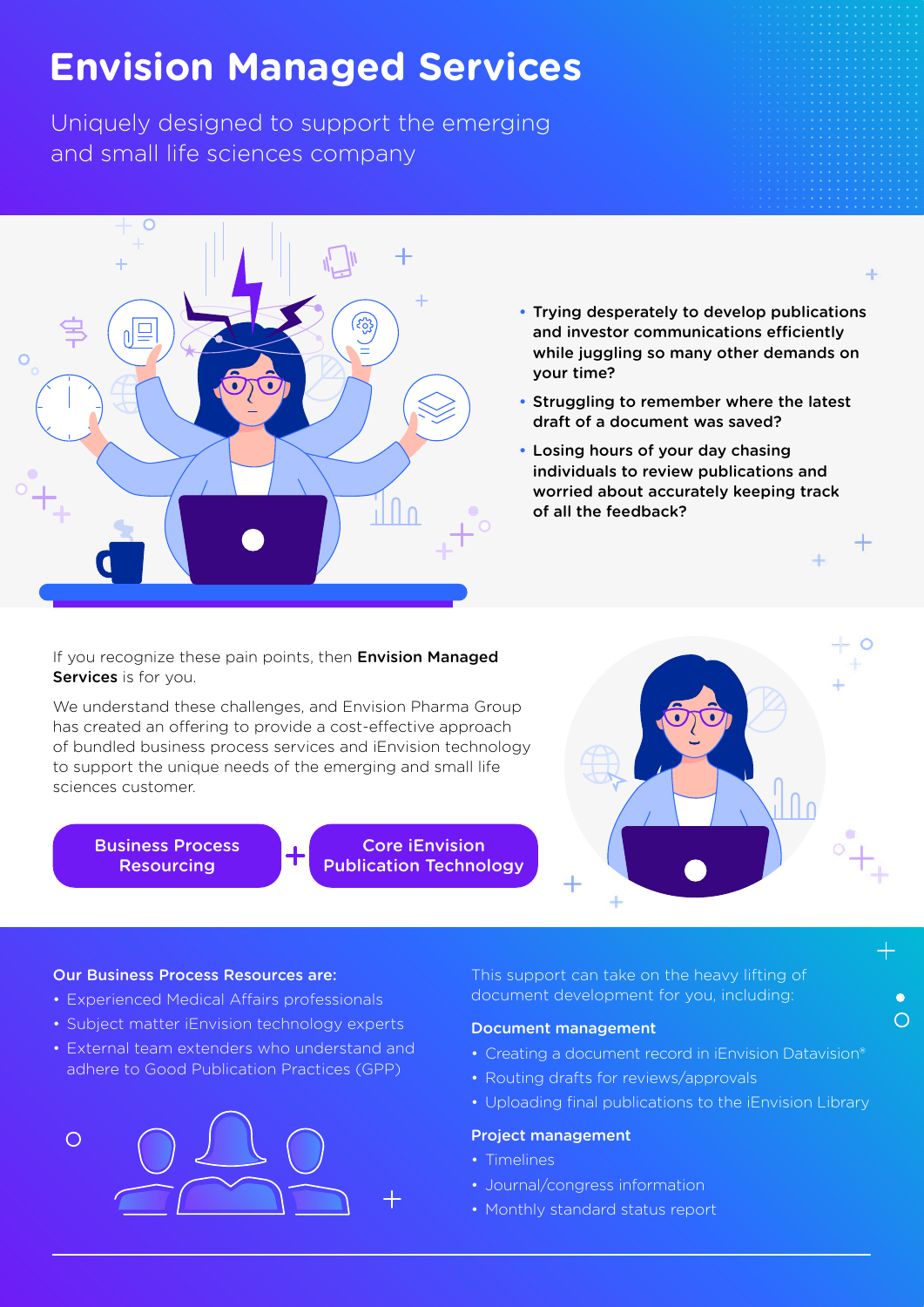# Envision Managed Services

Uniquely designed to support the emerging and small life sciences company

- **Trying desperately to develop publications and investor communications efficiently while juggling so many other demands on your time?**
- **Struggling to remember where the latest draft of a document was saved?**
- **Losing hours of your day chasing individuals to review publications and worried about accurately keeping track of all the feedback?**

If you recognize these pain points, then **Envision Managed Services** is for you.

We understand these challenges, and Envision Pharma Group has created an offering to provide a cost-effective approach of bundled business process services and iEnvision technology to support the unique needs of the emerging and small life sciences customer.

**Business Process Resourcing** + **Core iEnvision Publication Technology**

**Our Business Process Resources are:**

- Experienced Medical Affairs professionals
- Subject matter iEnvision technology experts
- External team extenders who understand and adhere to Good Publication Practices (GPP)

This support can take on the heavy lifting of document development for you, including:

**Document management**

- Creating a document record in iEnvision Datavision®
- Routing drafts for reviews/approvals
- Uploading final publications to the iEnvision Library

**Project management**

- Timelines
- Journal/congress information
- Monthly standard status report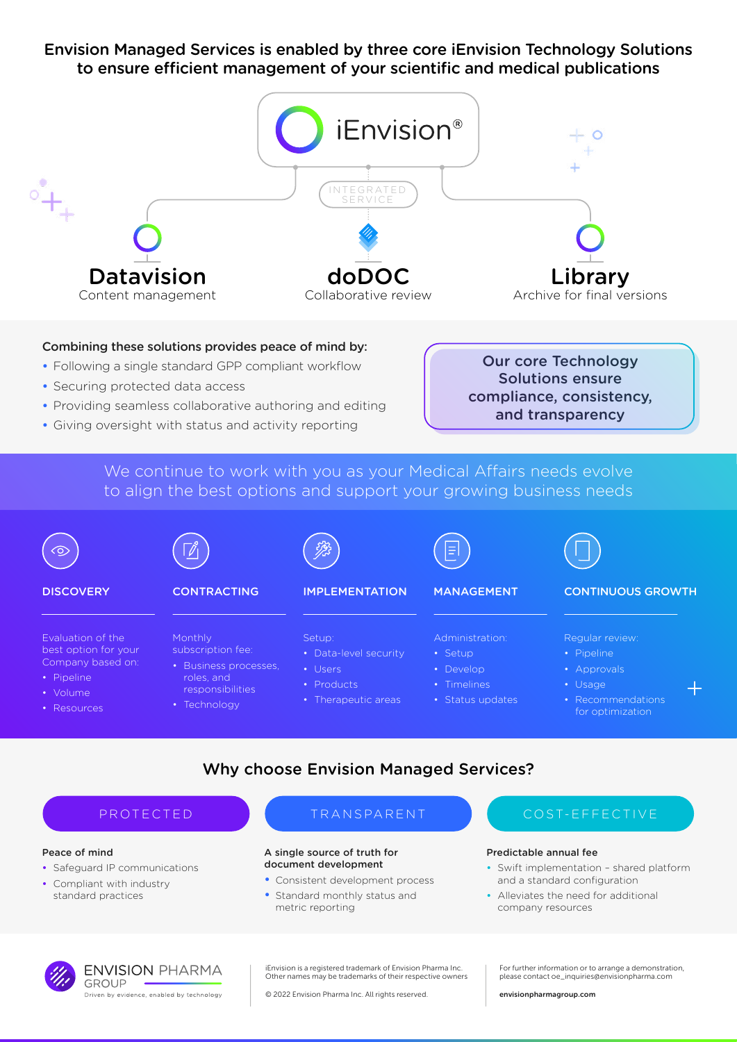## Envision Managed Services is enabled by three core iEnvision Technology Solutions to ensure efficient management of your scientific and medical publications

iEnvision®

INTEGRATED SERVICE

**Datavision**
Content management

**doDOC**
Collaborative review

**Library**
Archive for final versions

**Combining these solutions provides peace of mind by:**

- Following a single standard GPP compliant workflow
- Securing protected data access
- Providing seamless collaborative authoring and editing
- Giving oversight with status and activity reporting

**Our core Technology Solutions ensure compliance, consistency, and transparency**

We continue to work with you as your Medical Affairs needs evolve to align the best options and support your growing business needs

**DISCOVERY**

Evaluation of the best option for your Company based on:

- Pipeline
- Volume
- Resources

**CONTRACTING**

Monthly subscription fee:

- Business processes, roles, and responsibilities
- Technology

**IMPLEMENTATION**

Setup:

- Data-level security
- Users
- Products
- Therapeutic areas

**MANAGEMENT**

Administration:

- Setup
- Develop
- Timelines
- Status updates

**CONTINUOUS GROWTH**

Regular review:

- Pipeline
- Approvals
- Usage
- Recommendations for optimization

## Why choose Envision Managed Services?

### PROTECTED

**Peace of mind**

- Safeguard IP communications
- Compliant with industry standard practices

### TRANSPARENT

**A single source of truth for document development**

- Consistent development process
- Standard monthly status and metric reporting

### COST-EFFECTIVE

**Predictable annual fee**

- Swift implementation – shared platform and a standard configuration
- Alleviates the need for additional company resources

ENVISION PHARMA GROUP
Driven by evidence, enabled by technology

iEnvision is a registered trademark of Envision Pharma Inc. Other names may be trademarks of their respective owners

© 2022 Envision Pharma Inc. All rights reserved.

For further information or to arrange a demonstration, please contact oe_inquiries@envisionpharma.com

**envisionpharmagroup.com**